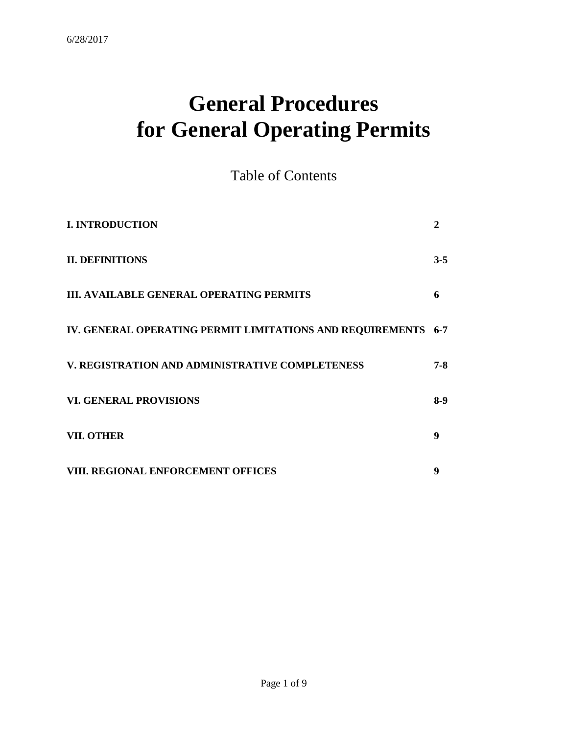6/28/2017

# General Procedures for General Operating Permits

## Table of Contents

| | |
|---|---|
| **I. INTRODUCTION** | **2** |
| **II. DEFINITIONS** | **3-5** |
| **III. AVAILABLE GENERAL OPERATING PERMITS** | **6** |
| **IV. GENERAL OPERATING PERMIT LIMITATIONS AND REQUIREMENTS** | **6-7** |
| **V. REGISTRATION AND ADMINISTRATIVE COMPLETENESS** | **7-8** |
| **VI. GENERAL PROVISIONS** | **8-9** |
| **VII. OTHER** | **9** |
| **VIII. REGIONAL ENFORCEMENT OFFICES** | **9** |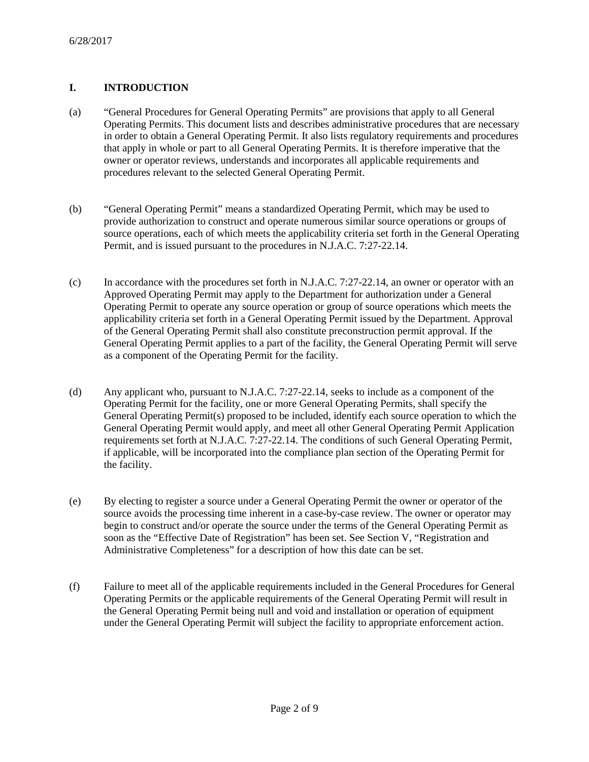## I. INTRODUCTION

(a) "General Procedures for General Operating Permits" are provisions that apply to all General Operating Permits. This document lists and describes administrative procedures that are necessary in order to obtain a General Operating Permit. It also lists regulatory requirements and procedures that apply in whole or part to all General Operating Permits. It is therefore imperative that the owner or operator reviews, understands and incorporates all applicable requirements and procedures relevant to the selected General Operating Permit.

(b) "General Operating Permit" means a standardized Operating Permit, which may be used to provide authorization to construct and operate numerous similar source operations or groups of source operations, each of which meets the applicability criteria set forth in the General Operating Permit, and is issued pursuant to the procedures in N.J.A.C. 7:27-22.14.

(c) In accordance with the procedures set forth in N.J.A.C. 7:27-22.14, an owner or operator with an Approved Operating Permit may apply to the Department for authorization under a General Operating Permit to operate any source operation or group of source operations which meets the applicability criteria set forth in a General Operating Permit issued by the Department. Approval of the General Operating Permit shall also constitute preconstruction permit approval. If the General Operating Permit applies to a part of the facility, the General Operating Permit will serve as a component of the Operating Permit for the facility.

(d) Any applicant who, pursuant to N.J.A.C. 7:27-22.14, seeks to include as a component of the Operating Permit for the facility, one or more General Operating Permits, shall specify the General Operating Permit(s) proposed to be included, identify each source operation to which the General Operating Permit would apply, and meet all other General Operating Permit Application requirements set forth at N.J.A.C. 7:27-22.14. The conditions of such General Operating Permit, if applicable, will be incorporated into the compliance plan section of the Operating Permit for the facility.

(e) By electing to register a source under a General Operating Permit the owner or operator of the source avoids the processing time inherent in a case-by-case review. The owner or operator may begin to construct and/or operate the source under the terms of the General Operating Permit as soon as the "Effective Date of Registration" has been set. See Section V, "Registration and Administrative Completeness" for a description of how this date can be set.

(f) Failure to meet all of the applicable requirements included in the General Procedures for General Operating Permits or the applicable requirements of the General Operating Permit will result in the General Operating Permit being null and void and installation or operation of equipment under the General Operating Permit will subject the facility to appropriate enforcement action.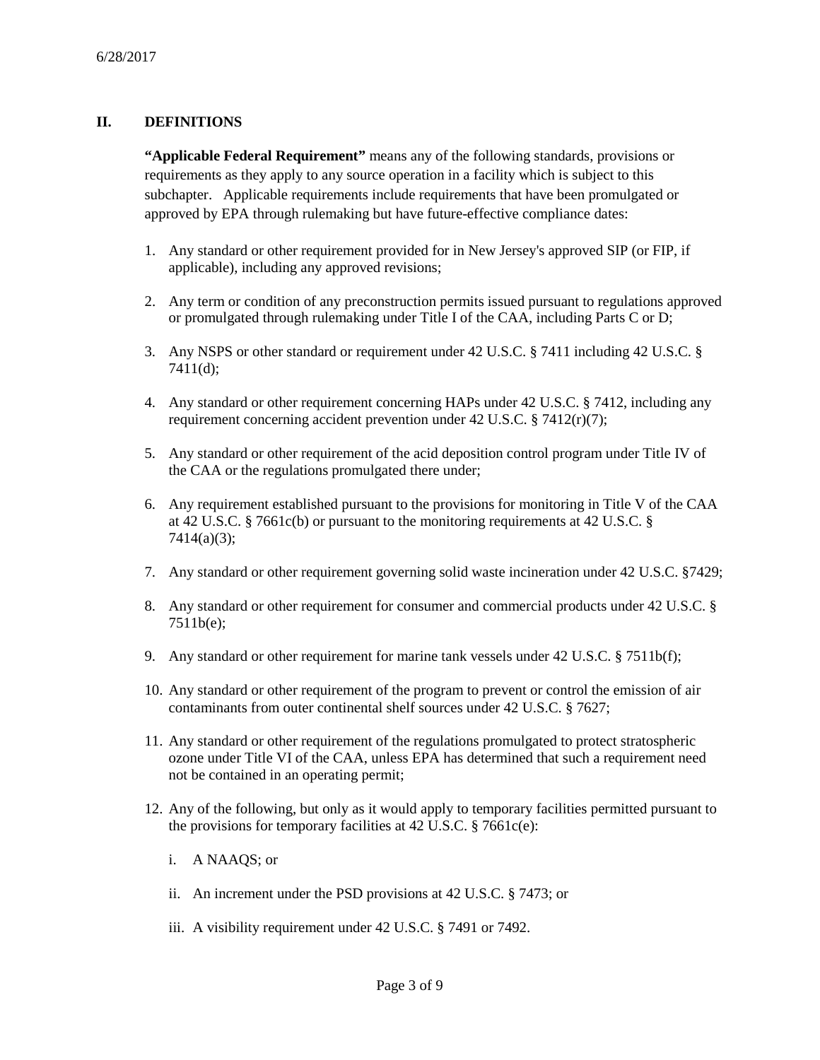## II. DEFINITIONS

**"Applicable Federal Requirement"** means any of the following standards, provisions or requirements as they apply to any source operation in a facility which is subject to this subchapter. Applicable requirements include requirements that have been promulgated or approved by EPA through rulemaking but have future-effective compliance dates:

1. Any standard or other requirement provided for in New Jersey's approved SIP (or FIP, if applicable), including any approved revisions;

2. Any term or condition of any preconstruction permits issued pursuant to regulations approved or promulgated through rulemaking under Title I of the CAA, including Parts C or D;

3. Any NSPS or other standard or requirement under 42 U.S.C. § 7411 including 42 U.S.C. § 7411(d);

4. Any standard or other requirement concerning HAPs under 42 U.S.C. § 7412, including any requirement concerning accident prevention under 42 U.S.C. § 7412(r)(7);

5. Any standard or other requirement of the acid deposition control program under Title IV of the CAA or the regulations promulgated there under;

6. Any requirement established pursuant to the provisions for monitoring in Title V of the CAA at 42 U.S.C. § 7661c(b) or pursuant to the monitoring requirements at 42 U.S.C. § 7414(a)(3);

7. Any standard or other requirement governing solid waste incineration under 42 U.S.C. §7429;

8. Any standard or other requirement for consumer and commercial products under 42 U.S.C. § 7511b(e);

9. Any standard or other requirement for marine tank vessels under 42 U.S.C. § 7511b(f);

10. Any standard or other requirement of the program to prevent or control the emission of air contaminants from outer continental shelf sources under 42 U.S.C. § 7627;

11. Any standard or other requirement of the regulations promulgated to protect stratospheric ozone under Title VI of the CAA, unless EPA has determined that such a requirement need not be contained in an operating permit;

12. Any of the following, but only as it would apply to temporary facilities permitted pursuant to the provisions for temporary facilities at 42 U.S.C. § 7661c(e):

    i. A NAAQS; or

    ii. An increment under the PSD provisions at 42 U.S.C. § 7473; or

    iii. A visibility requirement under 42 U.S.C. § 7491 or 7492.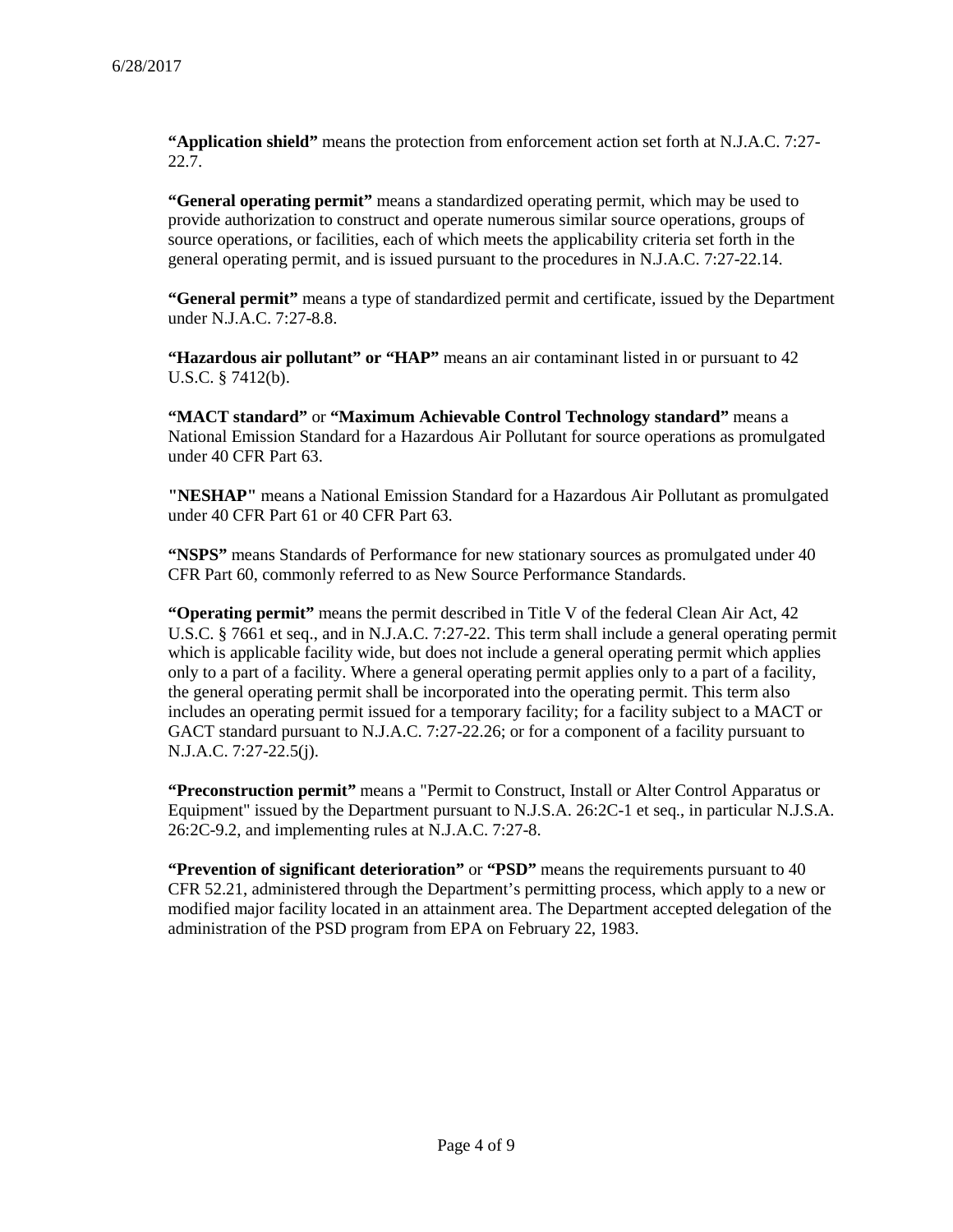**"Application shield"** means the protection from enforcement action set forth at N.J.A.C. 7:27-22.7.

**"General operating permit"** means a standardized operating permit, which may be used to provide authorization to construct and operate numerous similar source operations, groups of source operations, or facilities, each of which meets the applicability criteria set forth in the general operating permit, and is issued pursuant to the procedures in N.J.A.C. 7:27-22.14.

**"General permit"** means a type of standardized permit and certificate, issued by the Department under N.J.A.C. 7:27-8.8.

**"Hazardous air pollutant" or "HAP"** means an air contaminant listed in or pursuant to 42 U.S.C. § 7412(b).

**"MACT standard"** or **"Maximum Achievable Control Technology standard"** means a National Emission Standard for a Hazardous Air Pollutant for source operations as promulgated under 40 CFR Part 63.

**"NESHAP"** means a National Emission Standard for a Hazardous Air Pollutant as promulgated under 40 CFR Part 61 or 40 CFR Part 63.

**"NSPS"** means Standards of Performance for new stationary sources as promulgated under 40 CFR Part 60, commonly referred to as New Source Performance Standards.

**"Operating permit"** means the permit described in Title V of the federal Clean Air Act, 42 U.S.C. § 7661 et seq., and in N.J.A.C. 7:27-22. This term shall include a general operating permit which is applicable facility wide, but does not include a general operating permit which applies only to a part of a facility. Where a general operating permit applies only to a part of a facility, the general operating permit shall be incorporated into the operating permit. This term also includes an operating permit issued for a temporary facility; for a facility subject to a MACT or GACT standard pursuant to N.J.A.C. 7:27-22.26; or for a component of a facility pursuant to N.J.A.C. 7:27-22.5(j).

**"Preconstruction permit"** means a "Permit to Construct, Install or Alter Control Apparatus or Equipment" issued by the Department pursuant to N.J.S.A. 26:2C-1 et seq., in particular N.J.S.A. 26:2C-9.2, and implementing rules at N.J.A.C. 7:27-8.

**"Prevention of significant deterioration"** or **"PSD"** means the requirements pursuant to 40 CFR 52.21, administered through the Department's permitting process, which apply to a new or modified major facility located in an attainment area. The Department accepted delegation of the administration of the PSD program from EPA on February 22, 1983.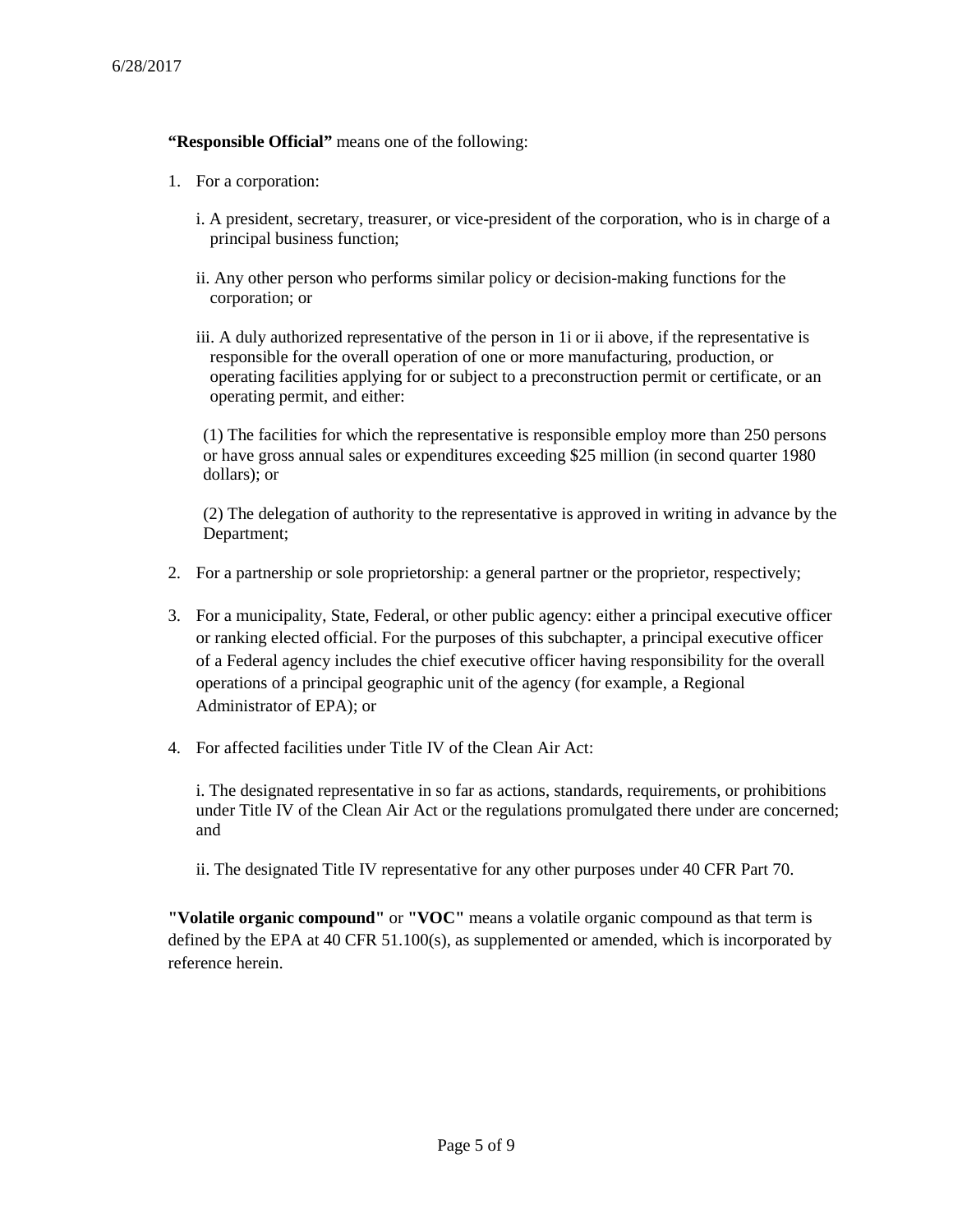**"Responsible Official"** means one of the following:

1. For a corporation:

   i. A president, secretary, treasurer, or vice-president of the corporation, who is in charge of a principal business function;

   ii. Any other person who performs similar policy or decision-making functions for the corporation; or

   iii. A duly authorized representative of the person in 1i or ii above, if the representative is responsible for the overall operation of one or more manufacturing, production, or operating facilities applying for or subject to a preconstruction permit or certificate, or an operating permit, and either:

   (1) The facilities for which the representative is responsible employ more than 250 persons or have gross annual sales or expenditures exceeding $25 million (in second quarter 1980 dollars); or

   (2) The delegation of authority to the representative is approved in writing in advance by the Department;

2. For a partnership or sole proprietorship: a general partner or the proprietor, respectively;

3. For a municipality, State, Federal, or other public agency: either a principal executive officer or ranking elected official. For the purposes of this subchapter, a principal executive officer of a Federal agency includes the chief executive officer having responsibility for the overall operations of a principal geographic unit of the agency (for example, a Regional Administrator of EPA); or

4. For affected facilities under Title IV of the Clean Air Act:

   i. The designated representative in so far as actions, standards, requirements, or prohibitions under Title IV of the Clean Air Act or the regulations promulgated there under are concerned; and

   ii. The designated Title IV representative for any other purposes under 40 CFR Part 70.

**"Volatile organic compound"** or **"VOC"** means a volatile organic compound as that term is defined by the EPA at 40 CFR 51.100(s), as supplemented or amended, which is incorporated by reference herein.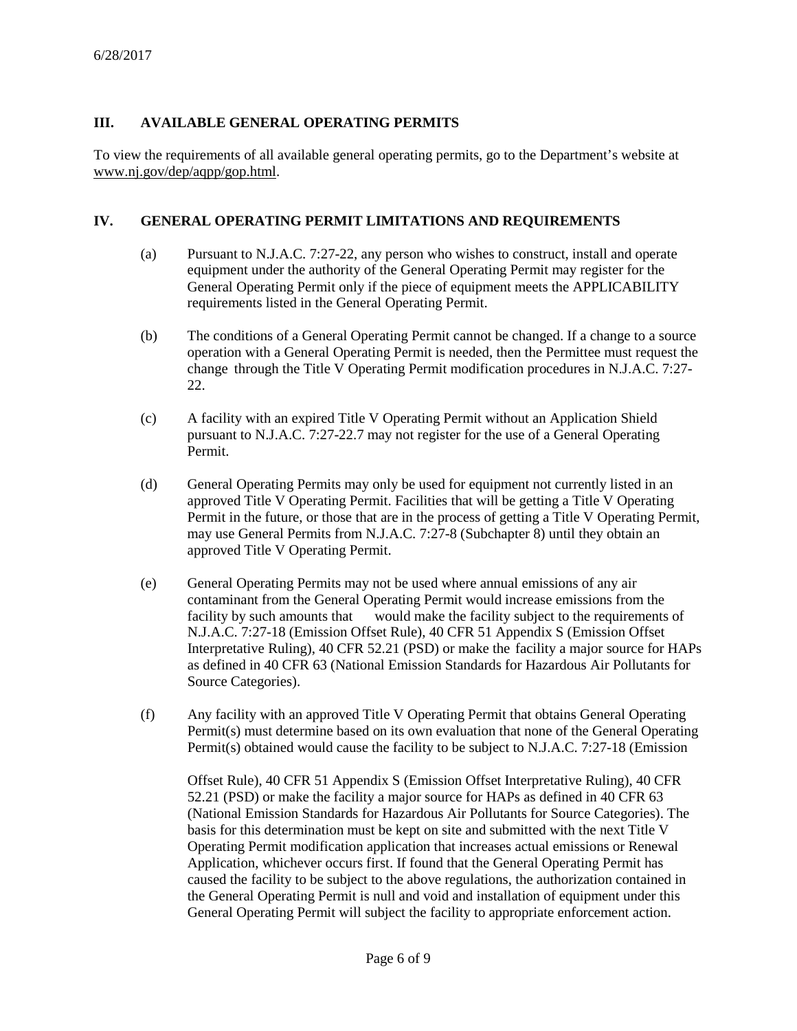## III. AVAILABLE GENERAL OPERATING PERMITS

To view the requirements of all available general operating permits, go to the Department's website at www.nj.gov/dep/aqpp/gop.html.

## IV. GENERAL OPERATING PERMIT LIMITATIONS AND REQUIREMENTS

(a) Pursuant to N.J.A.C. 7:27-22, any person who wishes to construct, install and operate equipment under the authority of the General Operating Permit may register for the General Operating Permit only if the piece of equipment meets the APPLICABILITY requirements listed in the General Operating Permit.

(b) The conditions of a General Operating Permit cannot be changed. If a change to a source operation with a General Operating Permit is needed, then the Permittee must request the change through the Title V Operating Permit modification procedures in N.J.A.C. 7:27-22.

(c) A facility with an expired Title V Operating Permit without an Application Shield pursuant to N.J.A.C. 7:27-22.7 may not register for the use of a General Operating Permit.

(d) General Operating Permits may only be used for equipment not currently listed in an approved Title V Operating Permit. Facilities that will be getting a Title V Operating Permit in the future, or those that are in the process of getting a Title V Operating Permit, may use General Permits from N.J.A.C. 7:27-8 (Subchapter 8) until they obtain an approved Title V Operating Permit.

(e) General Operating Permits may not be used where annual emissions of any air contaminant from the General Operating Permit would increase emissions from the facility by such amounts that would make the facility subject to the requirements of N.J.A.C. 7:27-18 (Emission Offset Rule), 40 CFR 51 Appendix S (Emission Offset Interpretative Ruling), 40 CFR 52.21 (PSD) or make the facility a major source for HAPs as defined in 40 CFR 63 (National Emission Standards for Hazardous Air Pollutants for Source Categories).

(f) Any facility with an approved Title V Operating Permit that obtains General Operating Permit(s) must determine based on its own evaluation that none of the General Operating Permit(s) obtained would cause the facility to be subject to N.J.A.C. 7:27-18 (Emission Offset Rule), 40 CFR 51 Appendix S (Emission Offset Interpretative Ruling), 40 CFR 52.21 (PSD) or make the facility a major source for HAPs as defined in 40 CFR 63 (National Emission Standards for Hazardous Air Pollutants for Source Categories). The basis for this determination must be kept on site and submitted with the next Title V Operating Permit modification application that increases actual emissions or Renewal Application, whichever occurs first. If found that the General Operating Permit has caused the facility to be subject to the above regulations, the authorization contained in the General Operating Permit is null and void and installation of equipment under this General Operating Permit will subject the facility to appropriate enforcement action.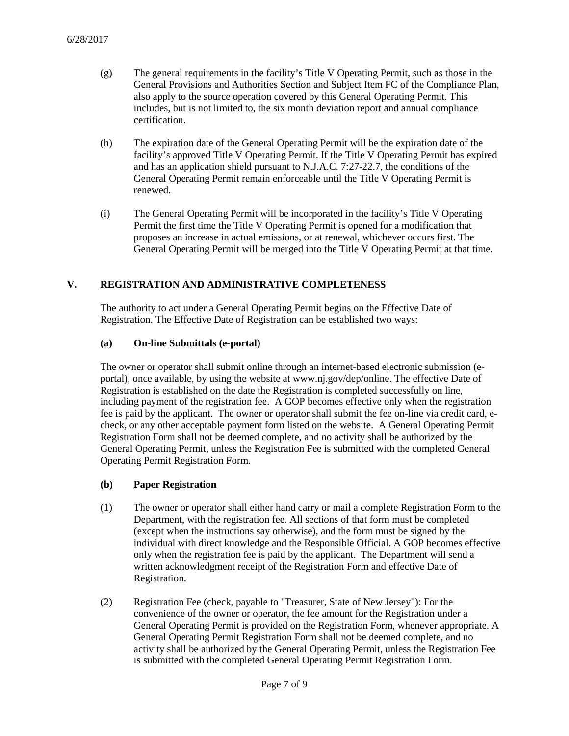(g) The general requirements in the facility's Title V Operating Permit, such as those in the General Provisions and Authorities Section and Subject Item FC of the Compliance Plan, also apply to the source operation covered by this General Operating Permit. This includes, but is not limited to, the six month deviation report and annual compliance certification.

(h) The expiration date of the General Operating Permit will be the expiration date of the facility's approved Title V Operating Permit. If the Title V Operating Permit has expired and has an application shield pursuant to N.J.A.C. 7:27-22.7, the conditions of the General Operating Permit remain enforceable until the Title V Operating Permit is renewed.

(i) The General Operating Permit will be incorporated in the facility's Title V Operating Permit the first time the Title V Operating Permit is opened for a modification that proposes an increase in actual emissions, or at renewal, whichever occurs first. The General Operating Permit will be merged into the Title V Operating Permit at that time.

## V. REGISTRATION AND ADMINISTRATIVE COMPLETENESS

The authority to act under a General Operating Permit begins on the Effective Date of Registration. The Effective Date of Registration can be established two ways:

### (a) On-line Submittals (e-portal)

The owner or operator shall submit online through an internet-based electronic submission (e-portal), once available, by using the website at www.nj.gov/dep/online. The effective Date of Registration is established on the date the Registration is completed successfully on line, including payment of the registration fee. A GOP becomes effective only when the registration fee is paid by the applicant. The owner or operator shall submit the fee on-line via credit card, e-check, or any other acceptable payment form listed on the website. A General Operating Permit Registration Form shall not be deemed complete, and no activity shall be authorized by the General Operating Permit, unless the Registration Fee is submitted with the completed General Operating Permit Registration Form.

### (b) Paper Registration

(1) The owner or operator shall either hand carry or mail a complete Registration Form to the Department, with the registration fee. All sections of that form must be completed (except when the instructions say otherwise), and the form must be signed by the individual with direct knowledge and the Responsible Official. A GOP becomes effective only when the registration fee is paid by the applicant. The Department will send a written acknowledgment receipt of the Registration Form and effective Date of Registration.

(2) Registration Fee (check, payable to "Treasurer, State of New Jersey"): For the convenience of the owner or operator, the fee amount for the Registration under a General Operating Permit is provided on the Registration Form, whenever appropriate. A General Operating Permit Registration Form shall not be deemed complete, and no activity shall be authorized by the General Operating Permit, unless the Registration Fee is submitted with the completed General Operating Permit Registration Form.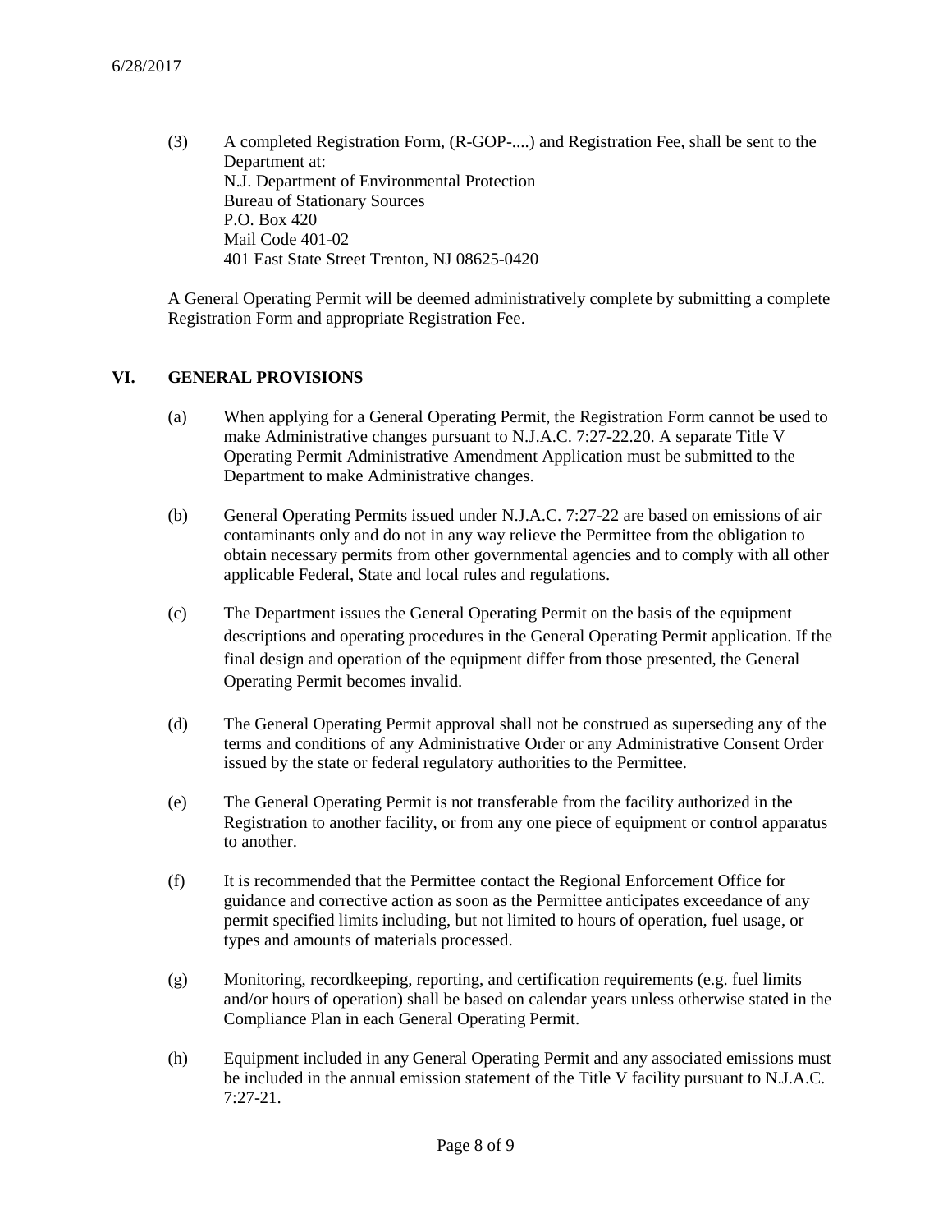(3) A completed Registration Form, (R-GOP-....) and Registration Fee, shall be sent to the Department at:
N.J. Department of Environmental Protection
Bureau of Stationary Sources
P.O. Box 420
Mail Code 401-02
401 East State Street Trenton, NJ 08625-0420

A General Operating Permit will be deemed administratively complete by submitting a complete Registration Form and appropriate Registration Fee.

## VI. GENERAL PROVISIONS

(a) When applying for a General Operating Permit, the Registration Form cannot be used to make Administrative changes pursuant to N.J.A.C. 7:27-22.20. A separate Title V Operating Permit Administrative Amendment Application must be submitted to the Department to make Administrative changes.

(b) General Operating Permits issued under N.J.A.C. 7:27-22 are based on emissions of air contaminants only and do not in any way relieve the Permittee from the obligation to obtain necessary permits from other governmental agencies and to comply with all other applicable Federal, State and local rules and regulations.

(c) The Department issues the General Operating Permit on the basis of the equipment descriptions and operating procedures in the General Operating Permit application. If the final design and operation of the equipment differ from those presented, the General Operating Permit becomes invalid.

(d) The General Operating Permit approval shall not be construed as superseding any of the terms and conditions of any Administrative Order or any Administrative Consent Order issued by the state or federal regulatory authorities to the Permittee.

(e) The General Operating Permit is not transferable from the facility authorized in the Registration to another facility, or from any one piece of equipment or control apparatus to another.

(f) It is recommended that the Permittee contact the Regional Enforcement Office for guidance and corrective action as soon as the Permittee anticipates exceedance of any permit specified limits including, but not limited to hours of operation, fuel usage, or types and amounts of materials processed.

(g) Monitoring, recordkeeping, reporting, and certification requirements (e.g. fuel limits and/or hours of operation) shall be based on calendar years unless otherwise stated in the Compliance Plan in each General Operating Permit.

(h) Equipment included in any General Operating Permit and any associated emissions must be included in the annual emission statement of the Title V facility pursuant to N.J.A.C. 7:27-21.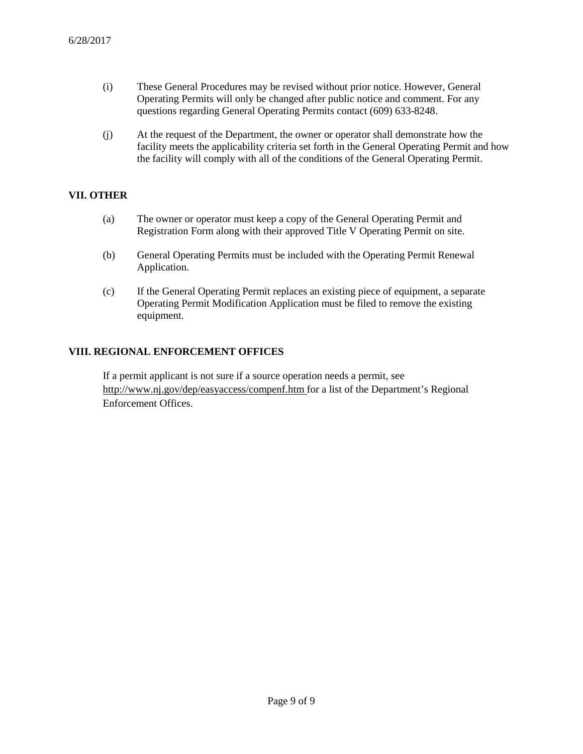(i) These General Procedures may be revised without prior notice. However, General Operating Permits will only be changed after public notice and comment. For any questions regarding General Operating Permits contact (609) 633-8248.

(j) At the request of the Department, the owner or operator shall demonstrate how the facility meets the applicability criteria set forth in the General Operating Permit and how the facility will comply with all of the conditions of the General Operating Permit.

## VII. OTHER

(a) The owner or operator must keep a copy of the General Operating Permit and Registration Form along with their approved Title V Operating Permit on site.

(b) General Operating Permits must be included with the Operating Permit Renewal Application.

(c) If the General Operating Permit replaces an existing piece of equipment, a separate Operating Permit Modification Application must be filed to remove the existing equipment.

## VIII. REGIONAL ENFORCEMENT OFFICES

If a permit applicant is not sure if a source operation needs a permit, see http://www.nj.gov/dep/easyaccess/compenf.htm for a list of the Department's Regional Enforcement Offices.